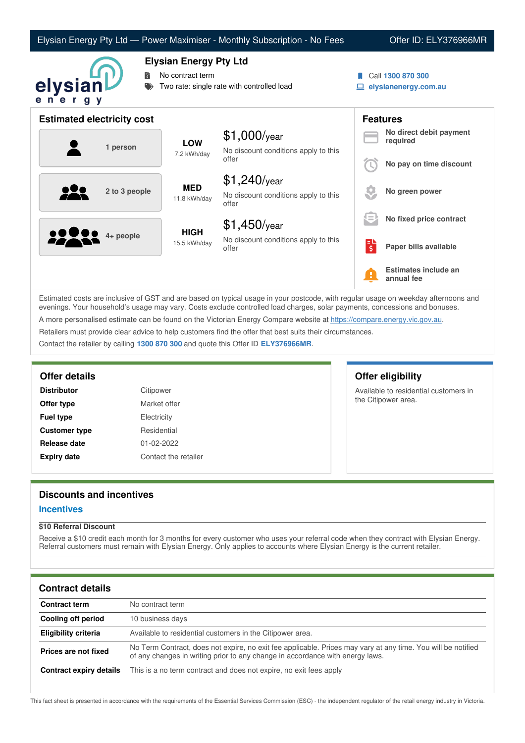# Elysian Energy Pty Ltd — Power Maximiser - Monthly Subscription - No Fees

Offer ID: ELY376966MR

## Elysian Energy Pty Ltd

- No contract term
- Two rate: single rate with controlled load

Call **1300 870 300**

**elysianenergy.com.au**

## Estimated electricity cost

| Household | Usage | Cost |
|---|---|---|
| 1 person | **LOW** 7.2 kWh/day | $1,000/year<br>No discount conditions apply to this offer |
| 2 to 3 people | **MED** 11.8 kWh/day | $1,240/year<br>No discount conditions apply to this offer |
| 4+ people | **HIGH** 15.5 kWh/day | $1,450/year<br>No discount conditions apply to this offer |

## Features

- **No direct debit payment required**
- **No pay on time discount**
- **No green power**
- **No fixed price contract**
- **Paper bills available**
- **Estimates include an annual fee**

Estimated costs are inclusive of GST and are based on typical usage in your postcode, with regular usage on weekday afternoons and evenings. Your household's usage may vary. Costs exclude controlled load charges, solar payments, concessions and bonuses.

A more personalised estimate can be found on the Victorian Energy Compare website at https://compare.energy.vic.gov.au.

Retailers must provide clear advice to help customers find the offer that best suits their circumstances.

Contact the retailer by calling **1300 870 300** and quote this Offer ID **ELY376966MR**.

## Offer details

| | |
|---|---|
| **Distributor** | Citipower |
| **Offer type** | Market offer |
| **Fuel type** | Electricity |
| **Customer type** | Residential |
| **Release date** | 01-02-2022 |
| **Expiry date** | Contact the retailer |

## Offer eligibility

Available to residential customers in the Citipower area.

## Discounts and incentives

### Incentives

**$10 Referral Discount**

Receive a $10 credit each month for 3 months for every customer who uses your referral code when they contract with Elysian Energy. Referral customers must remain with Elysian Energy. Only applies to accounts where Elysian Energy is the current retailer.

## Contract details

| | |
|---|---|
| **Contract term** | No contract term |
| **Cooling off period** | 10 business days |
| **Eligibility criteria** | Available to residential customers in the Citipower area. |
| **Prices are not fixed** | No Term Contract, does not expire, no exit fee applicable. Prices may vary at any time. You will be notified of any changes in writing prior to any change in accordance with energy laws. |
| **Contract expiry details** | This is a no term contract and does not expire, no exit fees apply |

This fact sheet is presented in accordance with the requirements of the Essential Services Commission (ESC) - the independent regulator of the retail energy industry in Victoria.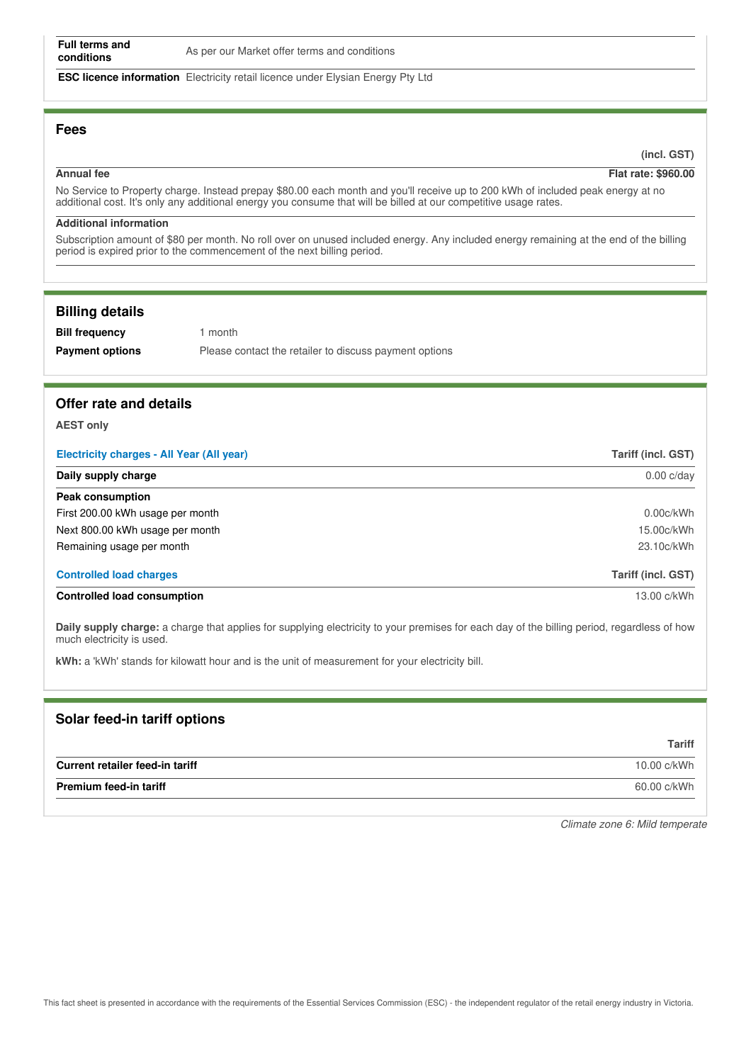| | |
|---|---|
| **Full terms and conditions** | As per our Market offer terms and conditions |
| **ESC licence information** | Electricity retail licence under Elysian Energy Pty Ltd |

## Fees

| | (incl. GST) |
|---|---|
| **Annual fee** | **Flat rate: $960.00** |

No Service to Property charge. Instead prepay $80.00 each month and you'll receive up to 200 kWh of included peak energy at no additional cost. It's only any additional energy you consume that will be billed at our competitive usage rates.

**Additional information**

Subscription amount of $80 per month. No roll over on unused included energy. Any included energy remaining at the end of the billing period is expired prior to the commencement of the next billing period.

## Billing details

| | |
|---|---|
| **Bill frequency** | 1 month |
| **Payment options** | Please contact the retailer to discuss payment options |

## Offer rate and details

**AEST only**

| Electricity charges - All Year (All year) | Tariff (incl. GST) |
|---|---|
| **Daily supply charge** | 0.00 c/day |
| **Peak consumption** | |
| First 200.00 kWh usage per month | 0.00c/kWh |
| Next 800.00 kWh usage per month | 15.00c/kWh |
| Remaining usage per month | 23.10c/kWh |

| Controlled load charges | Tariff (incl. GST) |
|---|---|
| **Controlled load consumption** | 13.00 c/kWh |

**Daily supply charge:** a charge that applies for supplying electricity to your premises for each day of the billing period, regardless of how much electricity is used.

**kWh:** a 'kWh' stands for kilowatt hour and is the unit of measurement for your electricity bill.

## Solar feed-in tariff options

| | Tariff |
|---|---|
| **Current retailer feed-in tariff** | 10.00 c/kWh |
| **Premium feed-in tariff** | 60.00 c/kWh |

*Climate zone 6: Mild temperate*

This fact sheet is presented in accordance with the requirements of the Essential Services Commission (ESC) - the independent regulator of the retail energy industry in Victoria.